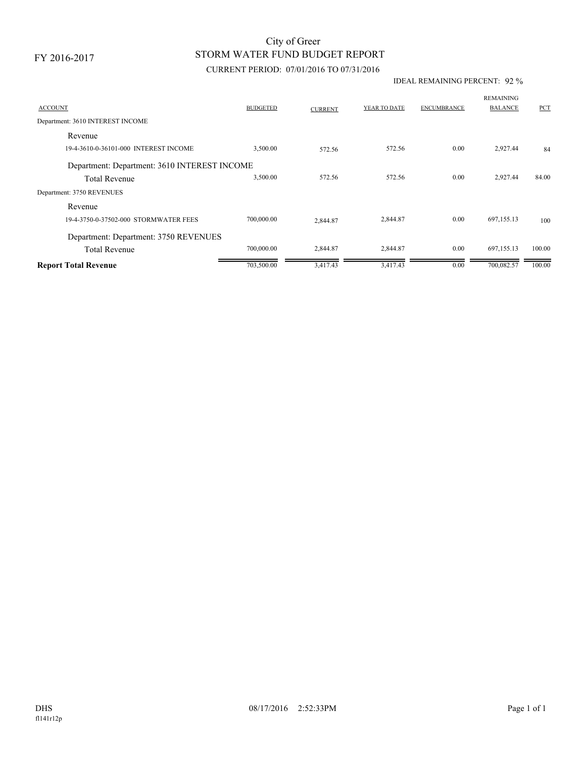FY 2016-2017

# City of Greer
## STORM WATER FUND BUDGET REPORT
### CURRENT PERIOD: 07/01/2016 TO 07/31/2016

IDEAL REMAINING PERCENT: 92 %

| ACCOUNT | BUDGETED | CURRENT | YEAR TO DATE | ENCUMBRANCE | REMAINING BALANCE | PCT |
|---|---|---|---|---|---|---|
| Department: 3610 INTEREST INCOME | | | | | | |
| Revenue | | | | | | |
| 19-4-3610-0-36101-000 INTEREST INCOME | 3,500.00 | 572.56 | 572.56 | 0.00 | 2,927.44 | 84 |
| Department: Department: 3610 INTEREST INCOME | | | | | | |
| Total Revenue | 3,500.00 | 572.56 | 572.56 | 0.00 | 2,927.44 | 84.00 |
| Department: 3750 REVENUES | | | | | | |
| Revenue | | | | | | |
| 19-4-3750-0-37502-000 STORMWATER FEES | 700,000.00 | 2,844.87 | 2,844.87 | 0.00 | 697,155.13 | 100 |
| Department: Department: 3750 REVENUES | | | | | | |
| Total Revenue | 700,000.00 | 2,844.87 | 2,844.87 | 0.00 | 697,155.13 | 100.00 |
| **Report Total Revenue** | 703,500.00 | 3,417.43 | 3,417.43 | 0.00 | 700,082.57 | 100.00 |

DHS
fl141r12p

08/17/2016 2:52:33PM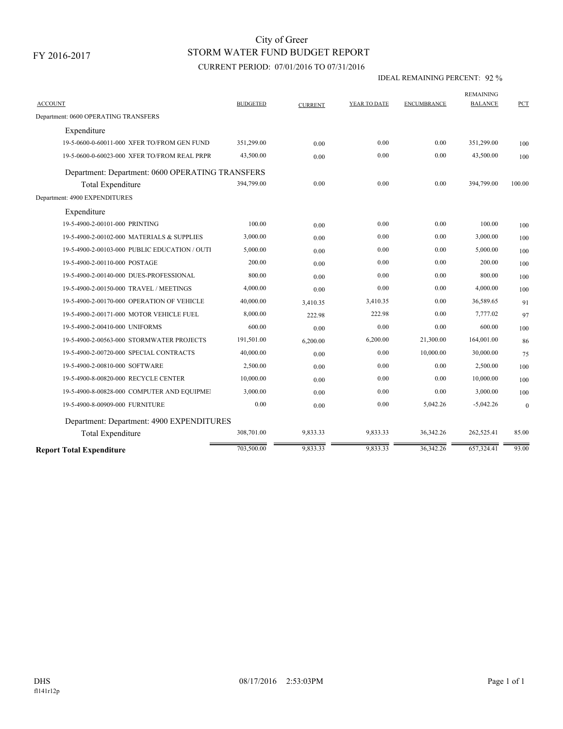FY 2016-2017

# City of Greer
## STORM WATER FUND BUDGET REPORT
### CURRENT PERIOD: 07/01/2016 TO 07/31/2016

IDEAL REMAINING PERCENT: 92 %

| ACCOUNT | BUDGETED | CURRENT | YEAR TO DATE | ENCUMBRANCE | REMAINING BALANCE | PCT |
|---|---|---|---|---|---|---|
| Department: 0600 OPERATING TRANSFERS | | | | | | |
| Expenditure | | | | | | |
| 19-5-0600-0-60011-000 XFER TO/FROM GEN FUND | 351,299.00 | 0.00 | 0.00 | 0.00 | 351,299.00 | 100 |
| 19-5-0600-0-60023-000 XFER TO/FROM REAL PRPR | 43,500.00 | 0.00 | 0.00 | 0.00 | 43,500.00 | 100 |
| Department: Department: 0600 OPERATING TRANSFERS | | | | | | |
| Total Expenditure | 394,799.00 | 0.00 | 0.00 | 0.00 | 394,799.00 | 100.00 |
| Department: 4900 EXPENDITURES | | | | | | |
| Expenditure | | | | | | |
| 19-5-4900-2-00101-000 PRINTING | 100.00 | 0.00 | 0.00 | 0.00 | 100.00 | 100 |
| 19-5-4900-2-00102-000 MATERIALS & SUPPLIES | 3,000.00 | 0.00 | 0.00 | 0.00 | 3,000.00 | 100 |
| 19-5-4900-2-00103-000 PUBLIC EDUCATION / OUTI | 5,000.00 | 0.00 | 0.00 | 0.00 | 5,000.00 | 100 |
| 19-5-4900-2-00110-000 POSTAGE | 200.00 | 0.00 | 0.00 | 0.00 | 200.00 | 100 |
| 19-5-4900-2-00140-000 DUES-PROFESSIONAL | 800.00 | 0.00 | 0.00 | 0.00 | 800.00 | 100 |
| 19-5-4900-2-00150-000 TRAVEL / MEETINGS | 4,000.00 | 0.00 | 0.00 | 0.00 | 4,000.00 | 100 |
| 19-5-4900-2-00170-000 OPERATION OF VEHICLE | 40,000.00 | 3,410.35 | 3,410.35 | 0.00 | 36,589.65 | 91 |
| 19-5-4900-2-00171-000 MOTOR VEHICLE FUEL | 8,000.00 | 222.98 | 222.98 | 0.00 | 7,777.02 | 97 |
| 19-5-4900-2-00410-000 UNIFORMS | 600.00 | 0.00 | 0.00 | 0.00 | 600.00 | 100 |
| 19-5-4900-2-00563-000 STORMWATER PROJECTS | 191,501.00 | 6,200.00 | 6,200.00 | 21,300.00 | 164,001.00 | 86 |
| 19-5-4900-2-00720-000 SPECIAL CONTRACTS | 40,000.00 | 0.00 | 0.00 | 10,000.00 | 30,000.00 | 75 |
| 19-5-4900-2-00810-000 SOFTWARE | 2,500.00 | 0.00 | 0.00 | 0.00 | 2,500.00 | 100 |
| 19-5-4900-8-00820-000 RECYCLE CENTER | 10,000.00 | 0.00 | 0.00 | 0.00 | 10,000.00 | 100 |
| 19-5-4900-8-00828-000 COMPUTER AND EQUIPMEI | 3,000.00 | 0.00 | 0.00 | 0.00 | 3,000.00 | 100 |
| 19-5-4900-8-00909-000 FURNITURE | 0.00 | 0.00 | 0.00 | 5,042.26 | -5,042.26 | 0 |
| Department: Department: 4900 EXPENDITURES | | | | | | |
| Total Expenditure | 308,701.00 | 9,833.33 | 9,833.33 | 36,342.26 | 262,525.41 | 85.00 |
| **Report Total Expenditure** | 703,500.00 | 9,833.33 | 9,833.33 | 36,342.26 | 657,324.41 | 93.00 |

DHS 08/17/2016 2:53:03PM

fl141r12p